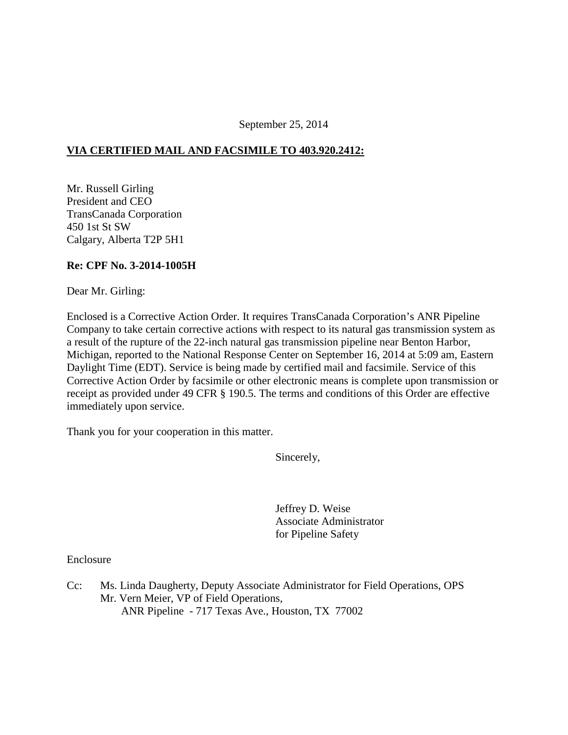September 25, 2014

**VIA CERTIFIED MAIL AND FACSIMILE TO 403.920.2412:**

Mr. Russell Girling
President and CEO
TransCanada Corporation
450 1st St SW
Calgary, Alberta T2P 5H1

**Re: CPF No. 3-2014-1005H**

Dear Mr. Girling:

Enclosed is a Corrective Action Order. It requires TransCanada Corporation's ANR Pipeline Company to take certain corrective actions with respect to its natural gas transmission system as a result of the rupture of the 22-inch natural gas transmission pipeline near Benton Harbor, Michigan, reported to the National Response Center on September 16, 2014 at 5:09 am, Eastern Daylight Time (EDT). Service is being made by certified mail and facsimile. Service of this Corrective Action Order by facsimile or other electronic means is complete upon transmission or receipt as provided under 49 CFR § 190.5. The terms and conditions of this Order are effective immediately upon service.

Thank you for your cooperation in this matter.

Sincerely,

Jeffrey D. Weise
Associate Administrator
for Pipeline Safety

Enclosure

Cc: Ms. Linda Daugherty, Deputy Associate Administrator for Field Operations, OPS
Mr. Vern Meier, VP of Field Operations,
ANR Pipeline - 717 Texas Ave., Houston, TX 77002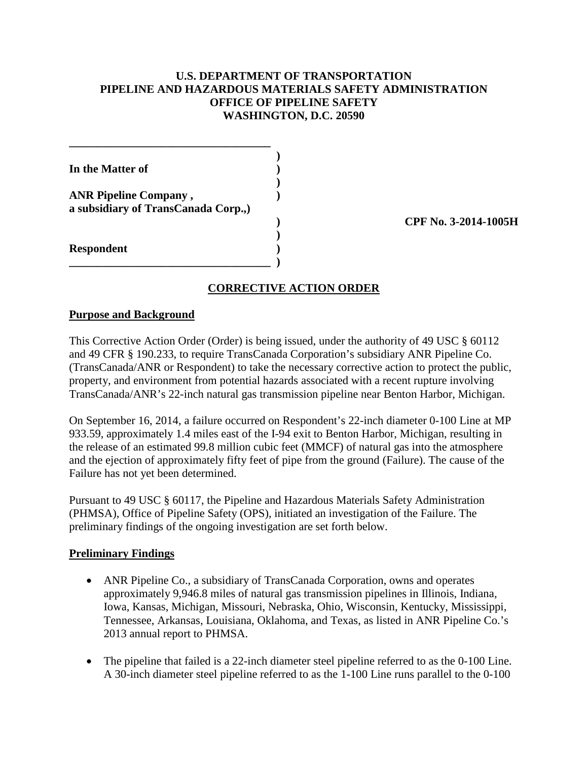**U.S. DEPARTMENT OF TRANSPORTATION**
**PIPELINE AND HAZARDOUS MATERIALS SAFETY ADMINISTRATION**
**OFFICE OF PIPELINE SAFETY**
**WASHINGTON, D.C. 20590**

| | | |
|---|---|---|
| **In the Matter of** | ) | |
| **ANR Pipeline Company , a subsidiary of TransCanada Corp.,** | ) | **CPF No. 3-2014-1005H** |
| **Respondent** | ) | |

## CORRECTIVE ACTION ORDER

### Purpose and Background

This Corrective Action Order (Order) is being issued, under the authority of 49 USC § 60112 and 49 CFR § 190.233, to require TransCanada Corporation's subsidiary ANR Pipeline Co. (TransCanada/ANR or Respondent) to take the necessary corrective action to protect the public, property, and environment from potential hazards associated with a recent rupture involving TransCanada/ANR's 22-inch natural gas transmission pipeline near Benton Harbor, Michigan.

On September 16, 2014, a failure occurred on Respondent's 22-inch diameter 0-100 Line at MP 933.59, approximately 1.4 miles east of the I-94 exit to Benton Harbor, Michigan, resulting in the release of an estimated 99.8 million cubic feet (MMCF) of natural gas into the atmosphere and the ejection of approximately fifty feet of pipe from the ground (Failure). The cause of the Failure has not yet been determined.

Pursuant to 49 USC § 60117, the Pipeline and Hazardous Materials Safety Administration (PHMSA), Office of Pipeline Safety (OPS), initiated an investigation of the Failure. The preliminary findings of the ongoing investigation are set forth below.

### Preliminary Findings

- ANR Pipeline Co., a subsidiary of TransCanada Corporation, owns and operates approximately 9,946.8 miles of natural gas transmission pipelines in Illinois, Indiana, Iowa, Kansas, Michigan, Missouri, Nebraska, Ohio, Wisconsin, Kentucky, Mississippi, Tennessee, Arkansas, Louisiana, Oklahoma, and Texas, as listed in ANR Pipeline Co.'s 2013 annual report to PHMSA.

- The pipeline that failed is a 22-inch diameter steel pipeline referred to as the 0-100 Line. A 30-inch diameter steel pipeline referred to as the 1-100 Line runs parallel to the 0-100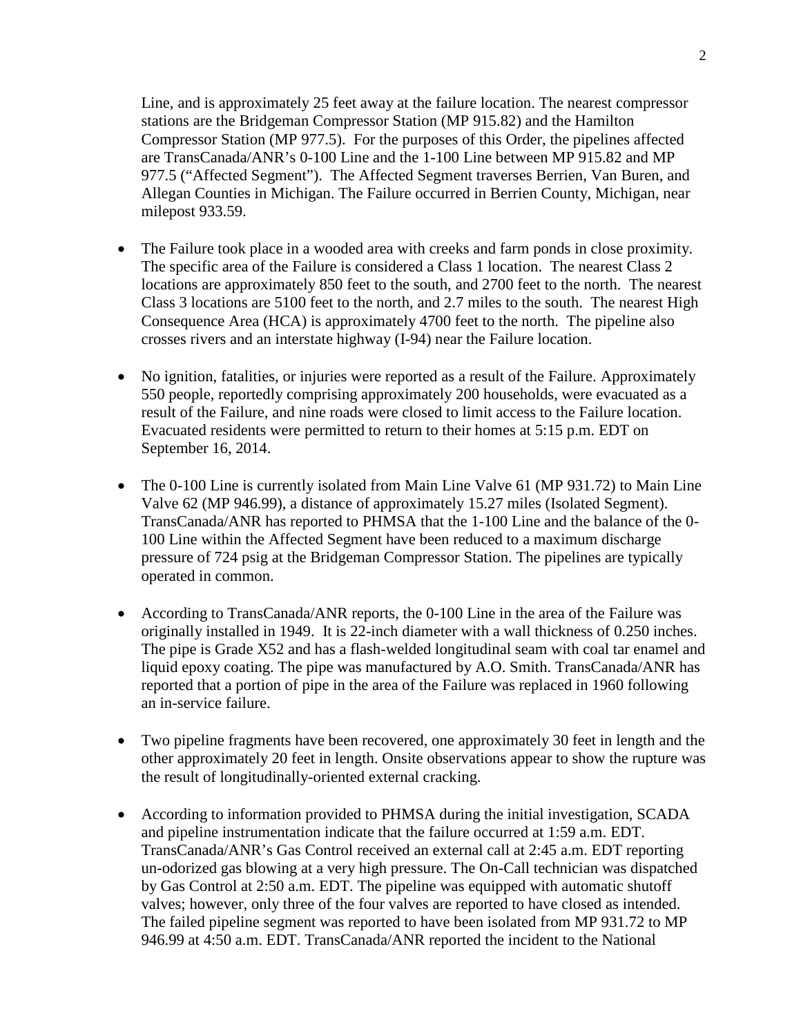Line, and is approximately 25 feet away at the failure location. The nearest compressor stations are the Bridgeman Compressor Station (MP 915.82) and the Hamilton Compressor Station (MP 977.5). For the purposes of this Order, the pipelines affected are TransCanada/ANR's 0-100 Line and the 1-100 Line between MP 915.82 and MP 977.5 ("Affected Segment"). The Affected Segment traverses Berrien, Van Buren, and Allegan Counties in Michigan. The Failure occurred in Berrien County, Michigan, near milepost 933.59.

- The Failure took place in a wooded area with creeks and farm ponds in close proximity. The specific area of the Failure is considered a Class 1 location. The nearest Class 2 locations are approximately 850 feet to the south, and 2700 feet to the north. The nearest Class 3 locations are 5100 feet to the north, and 2.7 miles to the south. The nearest High Consequence Area (HCA) is approximately 4700 feet to the north. The pipeline also crosses rivers and an interstate highway (I-94) near the Failure location.

- No ignition, fatalities, or injuries were reported as a result of the Failure. Approximately 550 people, reportedly comprising approximately 200 households, were evacuated as a result of the Failure, and nine roads were closed to limit access to the Failure location. Evacuated residents were permitted to return to their homes at 5:15 p.m. EDT on September 16, 2014.

- The 0-100 Line is currently isolated from Main Line Valve 61 (MP 931.72) to Main Line Valve 62 (MP 946.99), a distance of approximately 15.27 miles (Isolated Segment). TransCanada/ANR has reported to PHMSA that the 1-100 Line and the balance of the 0-100 Line within the Affected Segment have been reduced to a maximum discharge pressure of 724 psig at the Bridgeman Compressor Station. The pipelines are typically operated in common.

- According to TransCanada/ANR reports, the 0-100 Line in the area of the Failure was originally installed in 1949. It is 22-inch diameter with a wall thickness of 0.250 inches. The pipe is Grade X52 and has a flash-welded longitudinal seam with coal tar enamel and liquid epoxy coating. The pipe was manufactured by A.O. Smith. TransCanada/ANR has reported that a portion of pipe in the area of the Failure was replaced in 1960 following an in-service failure.

- Two pipeline fragments have been recovered, one approximately 30 feet in length and the other approximately 20 feet in length. Onsite observations appear to show the rupture was the result of longitudinally-oriented external cracking.

- According to information provided to PHMSA during the initial investigation, SCADA and pipeline instrumentation indicate that the failure occurred at 1:59 a.m. EDT. TransCanada/ANR's Gas Control received an external call at 2:45 a.m. EDT reporting un-odorized gas blowing at a very high pressure. The On-Call technician was dispatched by Gas Control at 2:50 a.m. EDT. The pipeline was equipped with automatic shutoff valves; however, only three of the four valves are reported to have closed as intended. The failed pipeline segment was reported to have been isolated from MP 931.72 to MP 946.99 at 4:50 a.m. EDT. TransCanada/ANR reported the incident to the National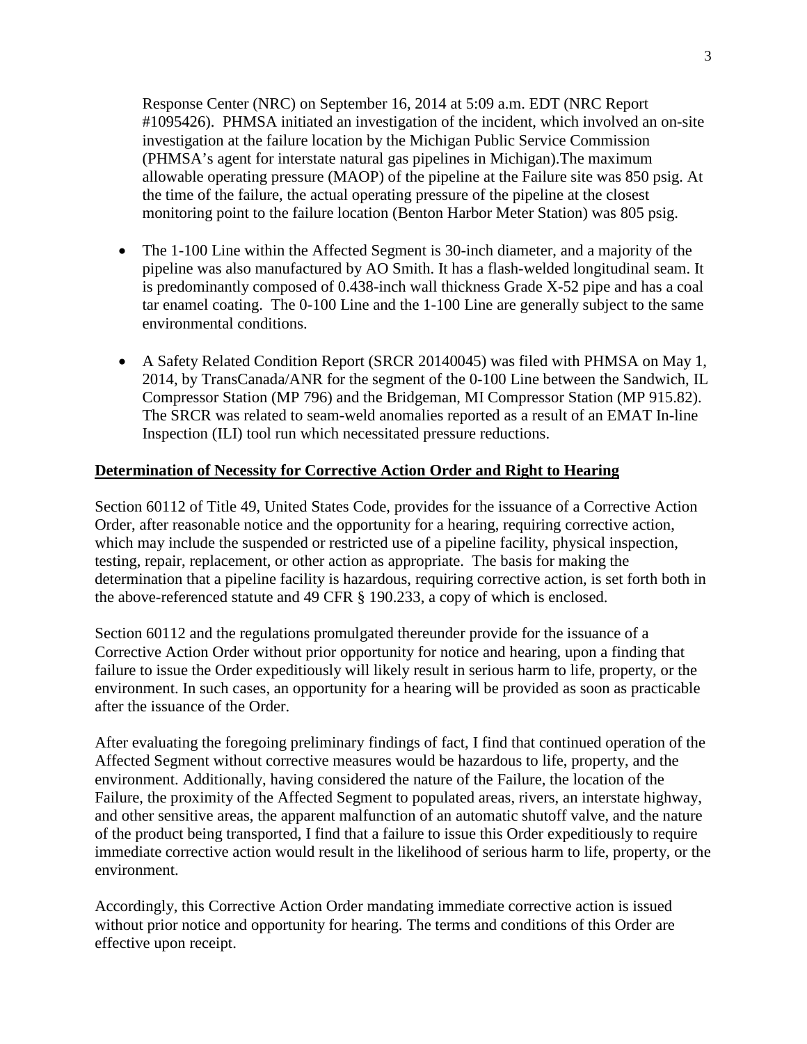Response Center (NRC) on September 16, 2014 at 5:09 a.m. EDT (NRC Report #1095426). PHMSA initiated an investigation of the incident, which involved an on-site investigation at the failure location by the Michigan Public Service Commission (PHMSA's agent for interstate natural gas pipelines in Michigan).The maximum allowable operating pressure (MAOP) of the pipeline at the Failure site was 850 psig. At the time of the failure, the actual operating pressure of the pipeline at the closest monitoring point to the failure location (Benton Harbor Meter Station) was 805 psig.

- The 1-100 Line within the Affected Segment is 30-inch diameter, and a majority of the pipeline was also manufactured by AO Smith. It has a flash-welded longitudinal seam. It is predominantly composed of 0.438-inch wall thickness Grade X-52 pipe and has a coal tar enamel coating. The 0-100 Line and the 1-100 Line are generally subject to the same environmental conditions.

- A Safety Related Condition Report (SRCR 20140045) was filed with PHMSA on May 1, 2014, by TransCanada/ANR for the segment of the 0-100 Line between the Sandwich, IL Compressor Station (MP 796) and the Bridgeman, MI Compressor Station (MP 915.82). The SRCR was related to seam-weld anomalies reported as a result of an EMAT In-line Inspection (ILI) tool run which necessitated pressure reductions.

## Determination of Necessity for Corrective Action Order and Right to Hearing

Section 60112 of Title 49, United States Code, provides for the issuance of a Corrective Action Order, after reasonable notice and the opportunity for a hearing, requiring corrective action, which may include the suspended or restricted use of a pipeline facility, physical inspection, testing, repair, replacement, or other action as appropriate. The basis for making the determination that a pipeline facility is hazardous, requiring corrective action, is set forth both in the above-referenced statute and 49 CFR § 190.233, a copy of which is enclosed.

Section 60112 and the regulations promulgated thereunder provide for the issuance of a Corrective Action Order without prior opportunity for notice and hearing, upon a finding that failure to issue the Order expeditiously will likely result in serious harm to life, property, or the environment. In such cases, an opportunity for a hearing will be provided as soon as practicable after the issuance of the Order.

After evaluating the foregoing preliminary findings of fact, I find that continued operation of the Affected Segment without corrective measures would be hazardous to life, property, and the environment. Additionally, having considered the nature of the Failure, the location of the Failure, the proximity of the Affected Segment to populated areas, rivers, an interstate highway, and other sensitive areas, the apparent malfunction of an automatic shutoff valve, and the nature of the product being transported, I find that a failure to issue this Order expeditiously to require immediate corrective action would result in the likelihood of serious harm to life, property, or the environment.

Accordingly, this Corrective Action Order mandating immediate corrective action is issued without prior notice and opportunity for hearing. The terms and conditions of this Order are effective upon receipt.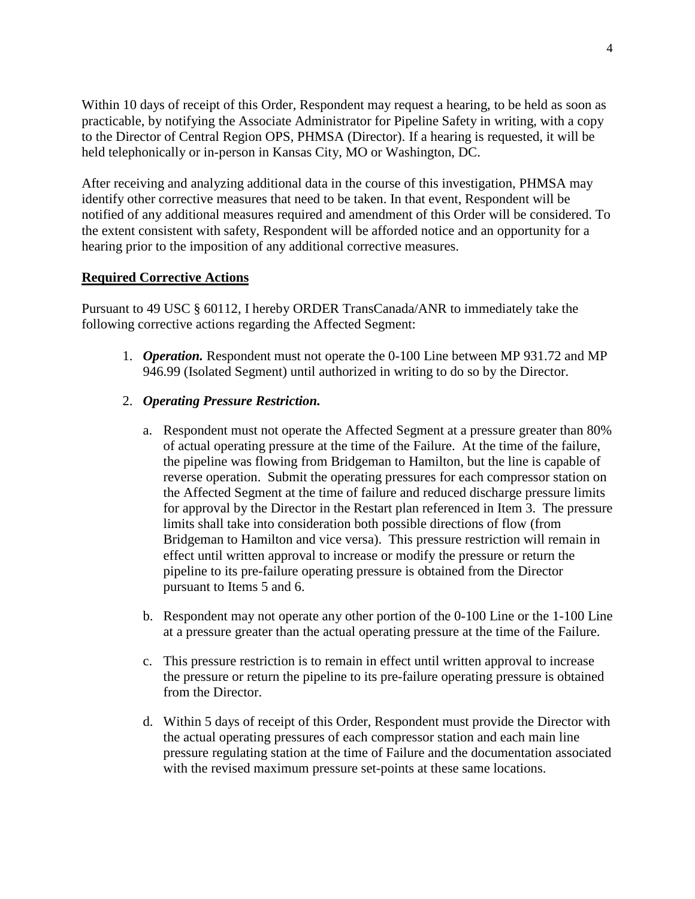Within 10 days of receipt of this Order, Respondent may request a hearing, to be held as soon as practicable, by notifying the Associate Administrator for Pipeline Safety in writing, with a copy to the Director of Central Region OPS, PHMSA (Director). If a hearing is requested, it will be held telephonically or in-person in Kansas City, MO or Washington, DC.

After receiving and analyzing additional data in the course of this investigation, PHMSA may identify other corrective measures that need to be taken. In that event, Respondent will be notified of any additional measures required and amendment of this Order will be considered. To the extent consistent with safety, Respondent will be afforded notice and an opportunity for a hearing prior to the imposition of any additional corrective measures.

## Required Corrective Actions

Pursuant to 49 USC § 60112, I hereby ORDER TransCanada/ANR to immediately take the following corrective actions regarding the Affected Segment:

1. ***Operation.*** Respondent must not operate the 0-100 Line between MP 931.72 and MP 946.99 (Isolated Segment) until authorized in writing to do so by the Director.

2. ***Operating Pressure Restriction.***

   a. Respondent must not operate the Affected Segment at a pressure greater than 80% of actual operating pressure at the time of the Failure. At the time of the failure, the pipeline was flowing from Bridgeman to Hamilton, but the line is capable of reverse operation. Submit the operating pressures for each compressor station on the Affected Segment at the time of failure and reduced discharge pressure limits for approval by the Director in the Restart plan referenced in Item 3. The pressure limits shall take into consideration both possible directions of flow (from Bridgeman to Hamilton and vice versa). This pressure restriction will remain in effect until written approval to increase or modify the pressure or return the pipeline to its pre-failure operating pressure is obtained from the Director pursuant to Items 5 and 6.

   b. Respondent may not operate any other portion of the 0-100 Line or the 1-100 Line at a pressure greater than the actual operating pressure at the time of the Failure.

   c. This pressure restriction is to remain in effect until written approval to increase the pressure or return the pipeline to its pre-failure operating pressure is obtained from the Director.

   d. Within 5 days of receipt of this Order, Respondent must provide the Director with the actual operating pressures of each compressor station and each main line pressure regulating station at the time of Failure and the documentation associated with the revised maximum pressure set-points at these same locations.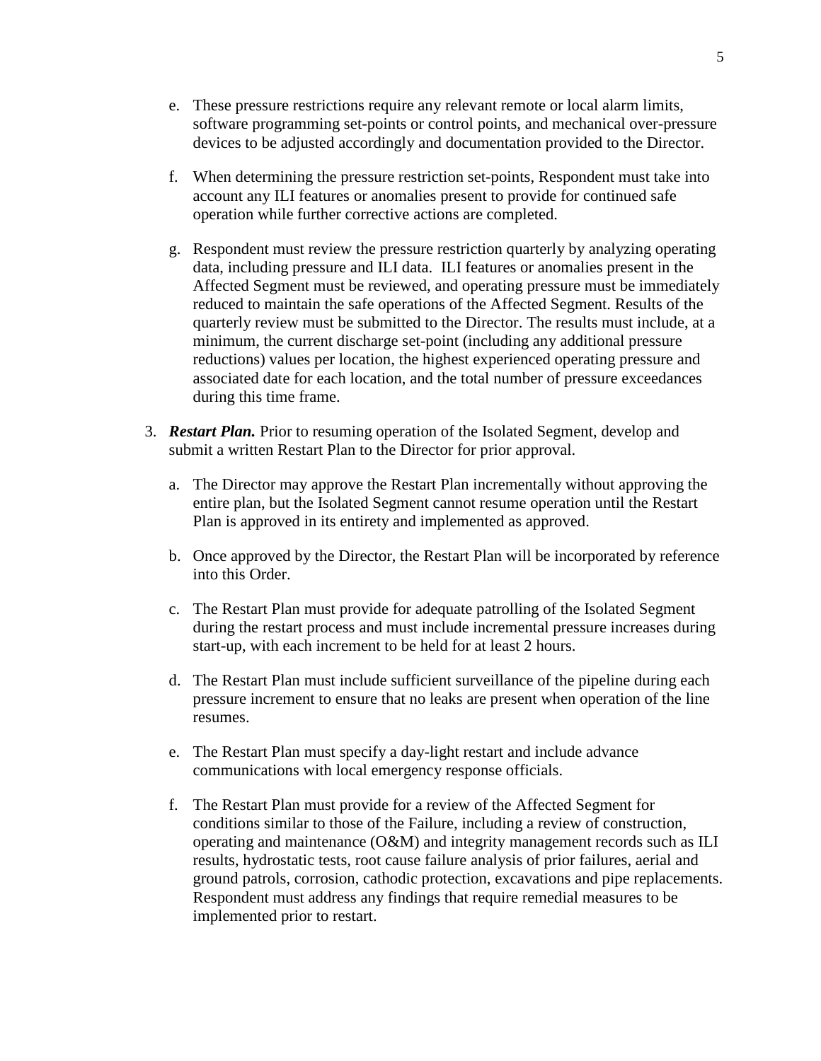e. These pressure restrictions require any relevant remote or local alarm limits, software programming set-points or control points, and mechanical over-pressure devices to be adjusted accordingly and documentation provided to the Director.

f. When determining the pressure restriction set-points, Respondent must take into account any ILI features or anomalies present to provide for continued safe operation while further corrective actions are completed.

g. Respondent must review the pressure restriction quarterly by analyzing operating data, including pressure and ILI data. ILI features or anomalies present in the Affected Segment must be reviewed, and operating pressure must be immediately reduced to maintain the safe operations of the Affected Segment. Results of the quarterly review must be submitted to the Director. The results must include, at a minimum, the current discharge set-point (including any additional pressure reductions) values per location, the highest experienced operating pressure and associated date for each location, and the total number of pressure exceedances during this time frame.

3. ***Restart Plan.*** Prior to resuming operation of the Isolated Segment, develop and submit a written Restart Plan to the Director for prior approval.

   a. The Director may approve the Restart Plan incrementally without approving the entire plan, but the Isolated Segment cannot resume operation until the Restart Plan is approved in its entirety and implemented as approved.

   b. Once approved by the Director, the Restart Plan will be incorporated by reference into this Order.

   c. The Restart Plan must provide for adequate patrolling of the Isolated Segment during the restart process and must include incremental pressure increases during start-up, with each increment to be held for at least 2 hours.

   d. The Restart Plan must include sufficient surveillance of the pipeline during each pressure increment to ensure that no leaks are present when operation of the line resumes.

   e. The Restart Plan must specify a day-light restart and include advance communications with local emergency response officials.

   f. The Restart Plan must provide for a review of the Affected Segment for conditions similar to those of the Failure, including a review of construction, operating and maintenance (O&M) and integrity management records such as ILI results, hydrostatic tests, root cause failure analysis of prior failures, aerial and ground patrols, corrosion, cathodic protection, excavations and pipe replacements. Respondent must address any findings that require remedial measures to be implemented prior to restart.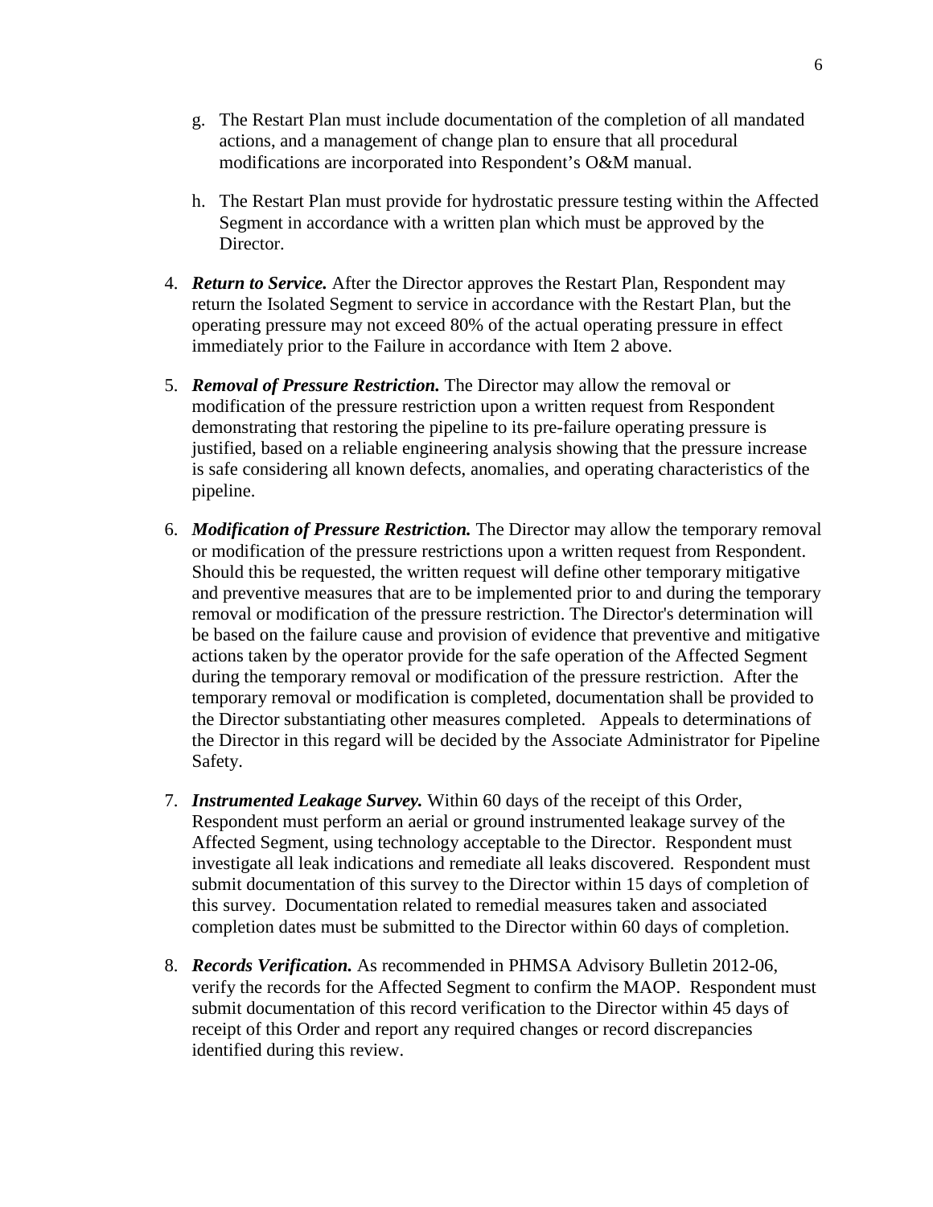g. The Restart Plan must include documentation of the completion of all mandated actions, and a management of change plan to ensure that all procedural modifications are incorporated into Respondent's O&M manual.

h. The Restart Plan must provide for hydrostatic pressure testing within the Affected Segment in accordance with a written plan which must be approved by the Director.

4. ***Return to Service.*** After the Director approves the Restart Plan, Respondent may return the Isolated Segment to service in accordance with the Restart Plan, but the operating pressure may not exceed 80% of the actual operating pressure in effect immediately prior to the Failure in accordance with Item 2 above.

5. ***Removal of Pressure Restriction.*** The Director may allow the removal or modification of the pressure restriction upon a written request from Respondent demonstrating that restoring the pipeline to its pre-failure operating pressure is justified, based on a reliable engineering analysis showing that the pressure increase is safe considering all known defects, anomalies, and operating characteristics of the pipeline.

6. ***Modification of Pressure Restriction.*** The Director may allow the temporary removal or modification of the pressure restrictions upon a written request from Respondent. Should this be requested, the written request will define other temporary mitigative and preventive measures that are to be implemented prior to and during the temporary removal or modification of the pressure restriction. The Director's determination will be based on the failure cause and provision of evidence that preventive and mitigative actions taken by the operator provide for the safe operation of the Affected Segment during the temporary removal or modification of the pressure restriction. After the temporary removal or modification is completed, documentation shall be provided to the Director substantiating other measures completed. Appeals to determinations of the Director in this regard will be decided by the Associate Administrator for Pipeline Safety.

7. ***Instrumented Leakage Survey.*** Within 60 days of the receipt of this Order, Respondent must perform an aerial or ground instrumented leakage survey of the Affected Segment, using technology acceptable to the Director. Respondent must investigate all leak indications and remediate all leaks discovered. Respondent must submit documentation of this survey to the Director within 15 days of completion of this survey. Documentation related to remedial measures taken and associated completion dates must be submitted to the Director within 60 days of completion.

8. ***Records Verification.*** As recommended in PHMSA Advisory Bulletin 2012-06, verify the records for the Affected Segment to confirm the MAOP. Respondent must submit documentation of this record verification to the Director within 45 days of receipt of this Order and report any required changes or record discrepancies identified during this review.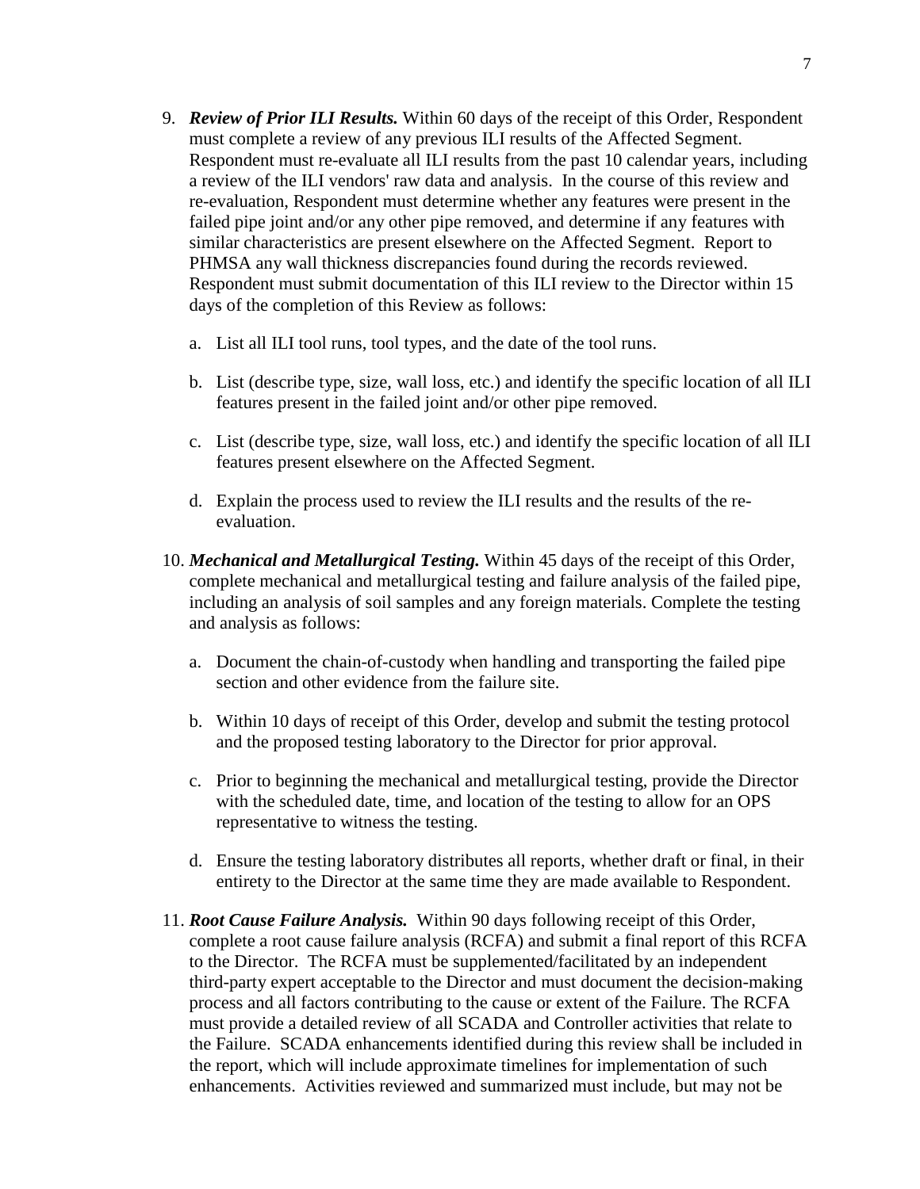9. ***Review of Prior ILI Results.*** Within 60 days of the receipt of this Order, Respondent must complete a review of any previous ILI results of the Affected Segment. Respondent must re-evaluate all ILI results from the past 10 calendar years, including a review of the ILI vendors' raw data and analysis. In the course of this review and re-evaluation, Respondent must determine whether any features were present in the failed pipe joint and/or any other pipe removed, and determine if any features with similar characteristics are present elsewhere on the Affected Segment. Report to PHMSA any wall thickness discrepancies found during the records reviewed. Respondent must submit documentation of this ILI review to the Director within 15 days of the completion of this Review as follows:

   a. List all ILI tool runs, tool types, and the date of the tool runs.

   b. List (describe type, size, wall loss, etc.) and identify the specific location of all ILI features present in the failed joint and/or other pipe removed.

   c. List (describe type, size, wall loss, etc.) and identify the specific location of all ILI features present elsewhere on the Affected Segment.

   d. Explain the process used to review the ILI results and the results of the re-evaluation.

10. ***Mechanical and Metallurgical Testing.*** Within 45 days of the receipt of this Order, complete mechanical and metallurgical testing and failure analysis of the failed pipe, including an analysis of soil samples and any foreign materials. Complete the testing and analysis as follows:

    a. Document the chain-of-custody when handling and transporting the failed pipe section and other evidence from the failure site.

    b. Within 10 days of receipt of this Order, develop and submit the testing protocol and the proposed testing laboratory to the Director for prior approval.

    c. Prior to beginning the mechanical and metallurgical testing, provide the Director with the scheduled date, time, and location of the testing to allow for an OPS representative to witness the testing.

    d. Ensure the testing laboratory distributes all reports, whether draft or final, in their entirety to the Director at the same time they are made available to Respondent.

11. ***Root Cause Failure Analysis.*** Within 90 days following receipt of this Order, complete a root cause failure analysis (RCFA) and submit a final report of this RCFA to the Director. The RCFA must be supplemented/facilitated by an independent third-party expert acceptable to the Director and must document the decision-making process and all factors contributing to the cause or extent of the Failure. The RCFA must provide a detailed review of all SCADA and Controller activities that relate to the Failure. SCADA enhancements identified during this review shall be included in the report, which will include approximate timelines for implementation of such enhancements. Activities reviewed and summarized must include, but may not be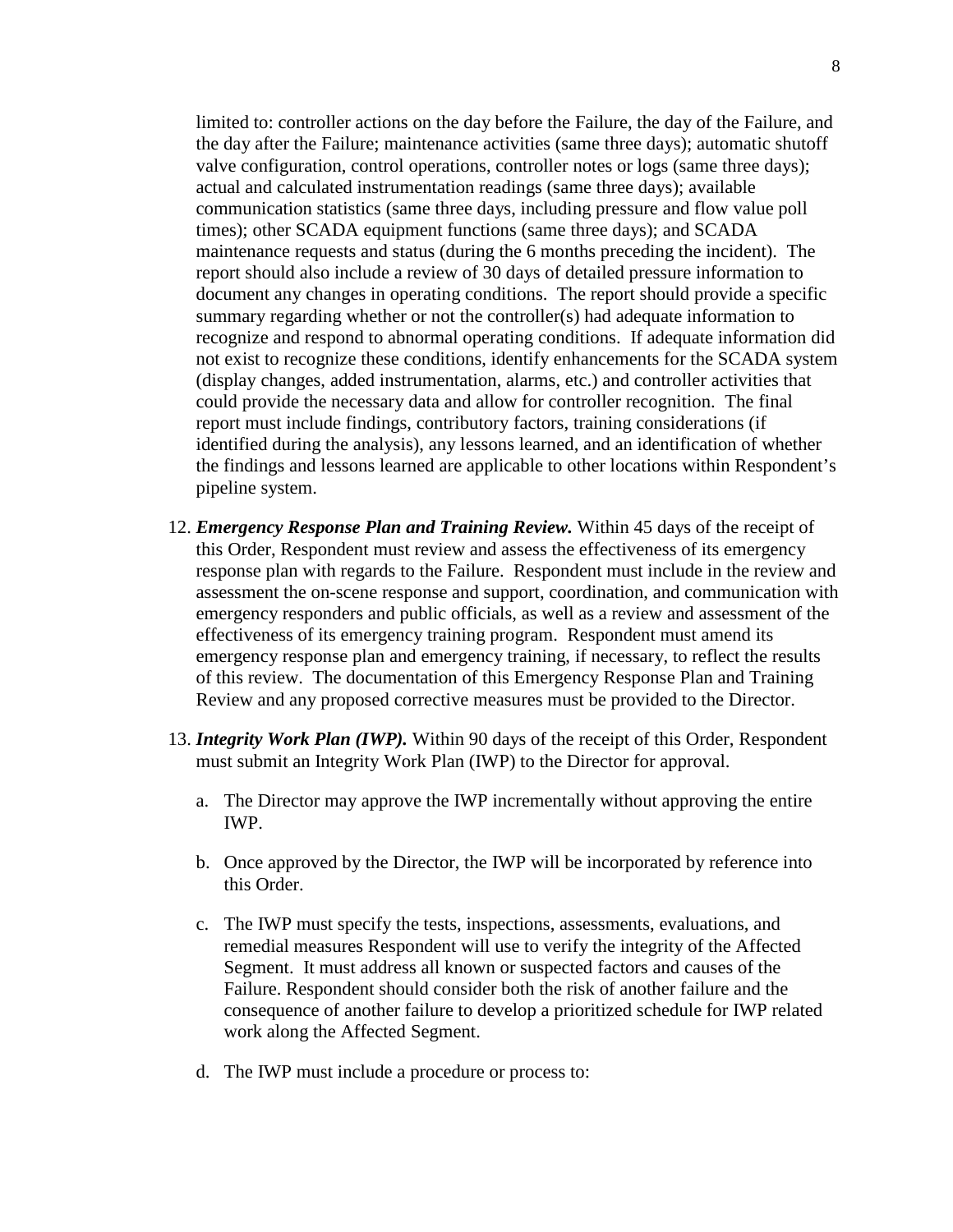limited to: controller actions on the day before the Failure, the day of the Failure, and the day after the Failure; maintenance activities (same three days); automatic shutoff valve configuration, control operations, controller notes or logs (same three days); actual and calculated instrumentation readings (same three days); available communication statistics (same three days, including pressure and flow value poll times); other SCADA equipment functions (same three days); and SCADA maintenance requests and status (during the 6 months preceding the incident). The report should also include a review of 30 days of detailed pressure information to document any changes in operating conditions. The report should provide a specific summary regarding whether or not the controller(s) had adequate information to recognize and respond to abnormal operating conditions. If adequate information did not exist to recognize these conditions, identify enhancements for the SCADA system (display changes, added instrumentation, alarms, etc.) and controller activities that could provide the necessary data and allow for controller recognition. The final report must include findings, contributory factors, training considerations (if identified during the analysis), any lessons learned, and an identification of whether the findings and lessons learned are applicable to other locations within Respondent's pipeline system.

12. ***Emergency Response Plan and Training Review.*** Within 45 days of the receipt of this Order, Respondent must review and assess the effectiveness of its emergency response plan with regards to the Failure. Respondent must include in the review and assessment the on-scene response and support, coordination, and communication with emergency responders and public officials, as well as a review and assessment of the effectiveness of its emergency training program. Respondent must amend its emergency response plan and emergency training, if necessary, to reflect the results of this review. The documentation of this Emergency Response Plan and Training Review and any proposed corrective measures must be provided to the Director.

13. ***Integrity Work Plan (IWP).*** Within 90 days of the receipt of this Order, Respondent must submit an Integrity Work Plan (IWP) to the Director for approval.

    a. The Director may approve the IWP incrementally without approving the entire IWP.

    b. Once approved by the Director, the IWP will be incorporated by reference into this Order.

    c. The IWP must specify the tests, inspections, assessments, evaluations, and remedial measures Respondent will use to verify the integrity of the Affected Segment. It must address all known or suspected factors and causes of the Failure. Respondent should consider both the risk of another failure and the consequence of another failure to develop a prioritized schedule for IWP related work along the Affected Segment.

    d. The IWP must include a procedure or process to: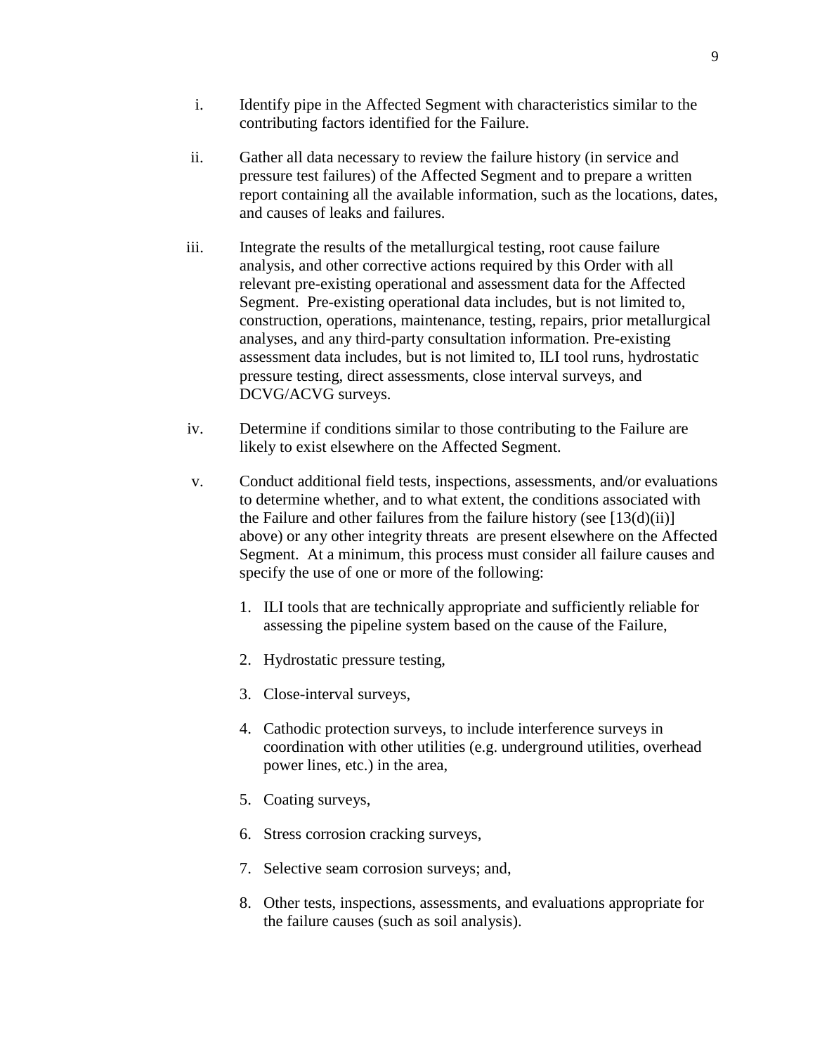i. Identify pipe in the Affected Segment with characteristics similar to the contributing factors identified for the Failure.

ii. Gather all data necessary to review the failure history (in service and pressure test failures) of the Affected Segment and to prepare a written report containing all the available information, such as the locations, dates, and causes of leaks and failures.

iii. Integrate the results of the metallurgical testing, root cause failure analysis, and other corrective actions required by this Order with all relevant pre-existing operational and assessment data for the Affected Segment. Pre-existing operational data includes, but is not limited to, construction, operations, maintenance, testing, repairs, prior metallurgical analyses, and any third-party consultation information. Pre-existing assessment data includes, but is not limited to, ILI tool runs, hydrostatic pressure testing, direct assessments, close interval surveys, and DCVG/ACVG surveys.

iv. Determine if conditions similar to those contributing to the Failure are likely to exist elsewhere on the Affected Segment.

v. Conduct additional field tests, inspections, assessments, and/or evaluations to determine whether, and to what extent, the conditions associated with the Failure and other failures from the failure history (see [13(d)(ii)] above) or any other integrity threats are present elsewhere on the Affected Segment. At a minimum, this process must consider all failure causes and specify the use of one or more of the following:

   1. ILI tools that are technically appropriate and sufficiently reliable for assessing the pipeline system based on the cause of the Failure,

   2. Hydrostatic pressure testing,

   3. Close-interval surveys,

   4. Cathodic protection surveys, to include interference surveys in coordination with other utilities (e.g. underground utilities, overhead power lines, etc.) in the area,

   5. Coating surveys,

   6. Stress corrosion cracking surveys,

   7. Selective seam corrosion surveys; and,

   8. Other tests, inspections, assessments, and evaluations appropriate for the failure causes (such as soil analysis).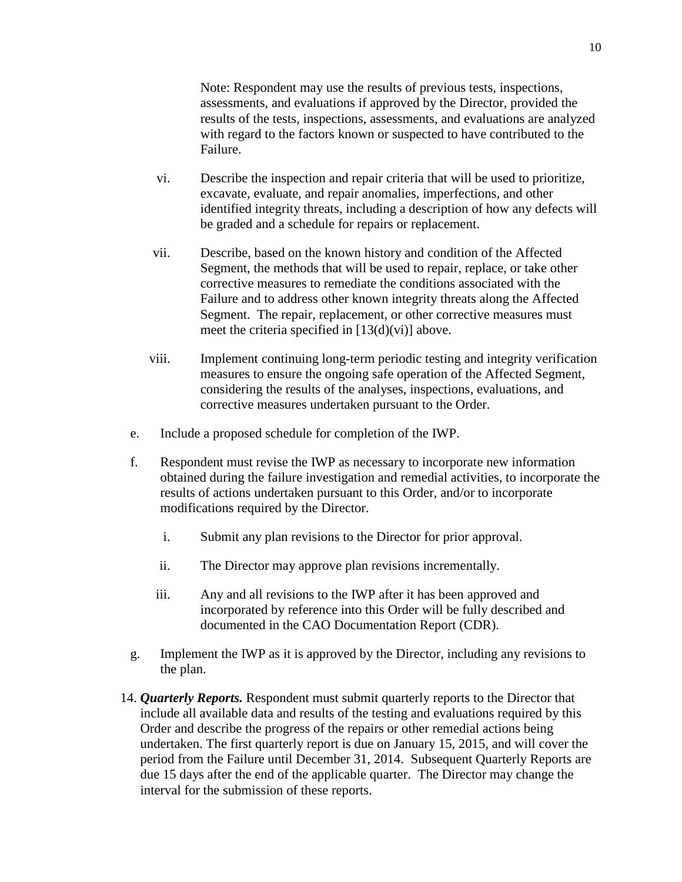Note: Respondent may use the results of previous tests, inspections, assessments, and evaluations if approved by the Director, provided the results of the tests, inspections, assessments, and evaluations are analyzed with regard to the factors known or suspected to have contributed to the Failure.

vi. Describe the inspection and repair criteria that will be used to prioritize, excavate, evaluate, and repair anomalies, imperfections, and other identified integrity threats, including a description of how any defects will be graded and a schedule for repairs or replacement.

vii. Describe, based on the known history and condition of the Affected Segment, the methods that will be used to repair, replace, or take other corrective measures to remediate the conditions associated with the Failure and to address other known integrity threats along the Affected Segment. The repair, replacement, or other corrective measures must meet the criteria specified in [13(d)(vi)] above.

viii. Implement continuing long-term periodic testing and integrity verification measures to ensure the ongoing safe operation of the Affected Segment, considering the results of the analyses, inspections, evaluations, and corrective measures undertaken pursuant to the Order.

e. Include a proposed schedule for completion of the IWP.

f. Respondent must revise the IWP as necessary to incorporate new information obtained during the failure investigation and remedial activities, to incorporate the results of actions undertaken pursuant to this Order, and/or to incorporate modifications required by the Director.

i. Submit any plan revisions to the Director for prior approval.

ii. The Director may approve plan revisions incrementally.

iii. Any and all revisions to the IWP after it has been approved and incorporated by reference into this Order will be fully described and documented in the CAO Documentation Report (CDR).

g. Implement the IWP as it is approved by the Director, including any revisions to the plan.

14. ***Quarterly Reports.*** Respondent must submit quarterly reports to the Director that include all available data and results of the testing and evaluations required by this Order and describe the progress of the repairs or other remedial actions being undertaken. The first quarterly report is due on January 15, 2015, and will cover the period from the Failure until December 31, 2014. Subsequent Quarterly Reports are due 15 days after the end of the applicable quarter. The Director may change the interval for the submission of these reports.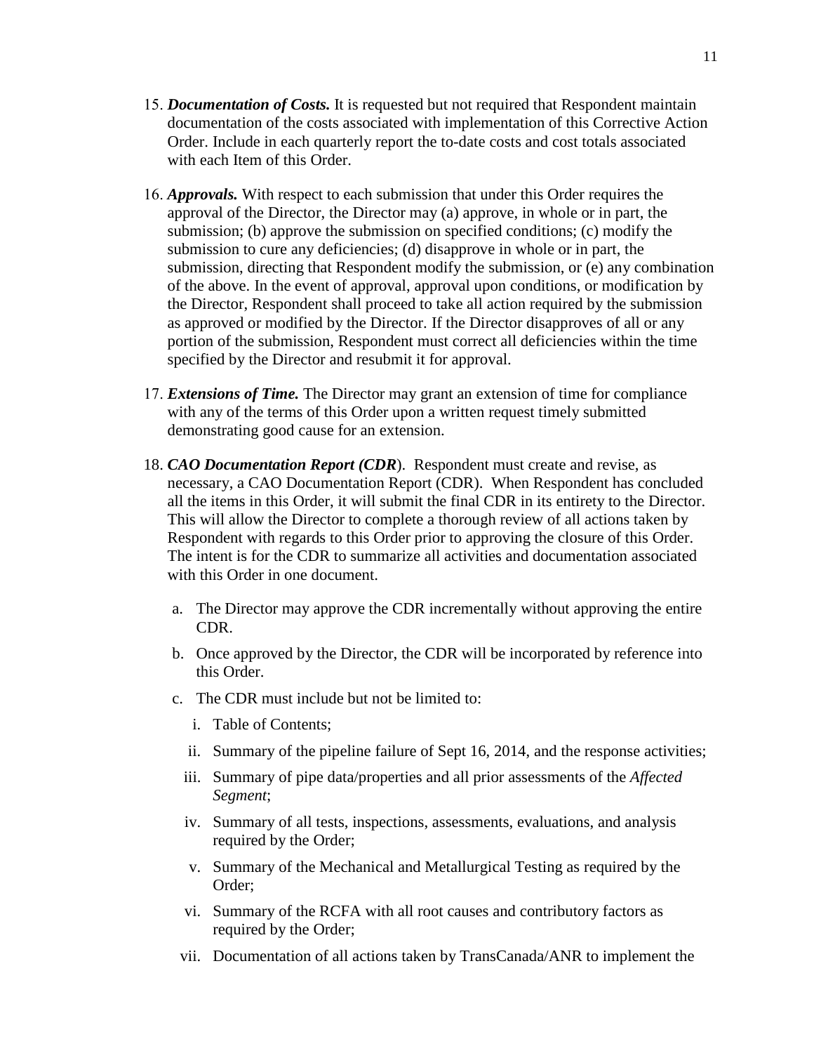15. ***Documentation of Costs.*** It is requested but not required that Respondent maintain documentation of the costs associated with implementation of this Corrective Action Order. Include in each quarterly report the to-date costs and cost totals associated with each Item of this Order.

16. ***Approvals.*** With respect to each submission that under this Order requires the approval of the Director, the Director may (a) approve, in whole or in part, the submission; (b) approve the submission on specified conditions; (c) modify the submission to cure any deficiencies; (d) disapprove in whole or in part, the submission, directing that Respondent modify the submission, or (e) any combination of the above. In the event of approval, approval upon conditions, or modification by the Director, Respondent shall proceed to take all action required by the submission as approved or modified by the Director. If the Director disapproves of all or any portion of the submission, Respondent must correct all deficiencies within the time specified by the Director and resubmit it for approval.

17. ***Extensions of Time.*** The Director may grant an extension of time for compliance with any of the terms of this Order upon a written request timely submitted demonstrating good cause for an extension.

18. ***CAO Documentation Report (CDR***). Respondent must create and revise, as necessary, a CAO Documentation Report (CDR). When Respondent has concluded all the items in this Order, it will submit the final CDR in its entirety to the Director. This will allow the Director to complete a thorough review of all actions taken by Respondent with regards to this Order prior to approving the closure of this Order. The intent is for the CDR to summarize all activities and documentation associated with this Order in one document.

    a. The Director may approve the CDR incrementally without approving the entire CDR.

    b. Once approved by the Director, the CDR will be incorporated by reference into this Order.

    c. The CDR must include but not be limited to:

        i. Table of Contents;

        ii. Summary of the pipeline failure of Sept 16, 2014, and the response activities;

        iii. Summary of pipe data/properties and all prior assessments of the *Affected Segment*;

        iv. Summary of all tests, inspections, assessments, evaluations, and analysis required by the Order;

        v. Summary of the Mechanical and Metallurgical Testing as required by the Order;

        vi. Summary of the RCFA with all root causes and contributory factors as required by the Order;

        vii. Documentation of all actions taken by TransCanada/ANR to implement the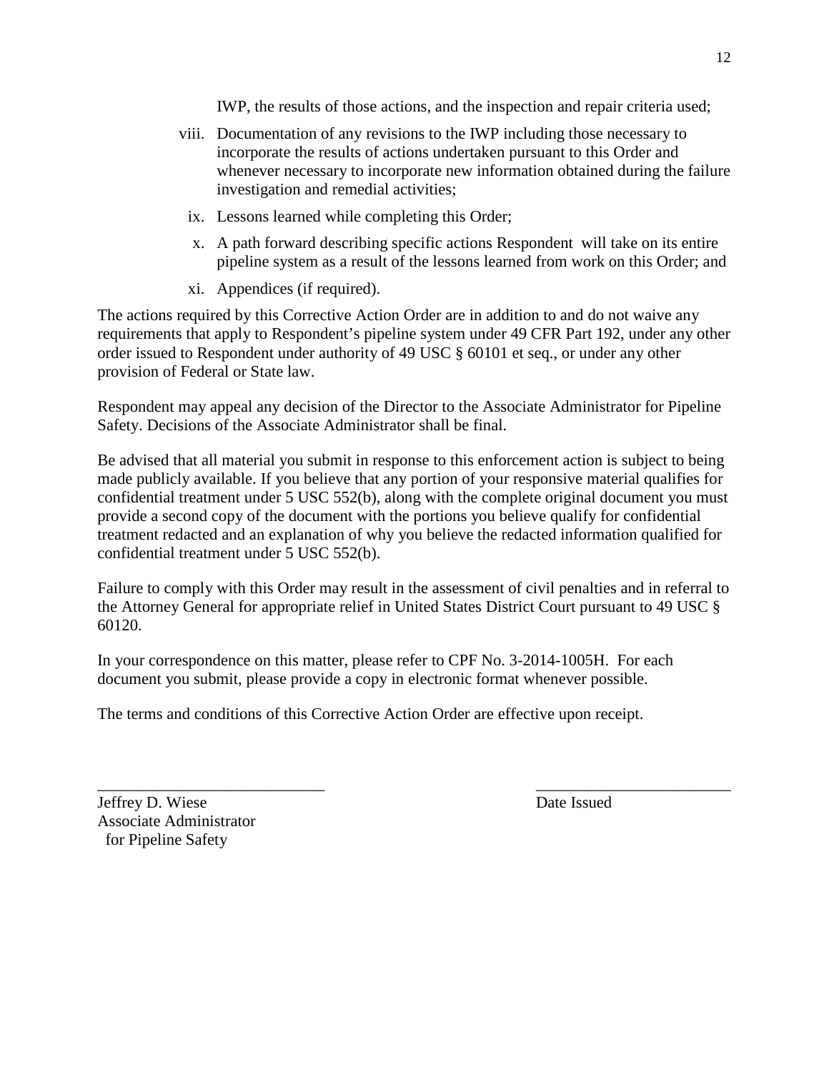IWP, the results of those actions, and the inspection and repair criteria used;

viii. Documentation of any revisions to the IWP including those necessary to incorporate the results of actions undertaken pursuant to this Order and whenever necessary to incorporate new information obtained during the failure investigation and remedial activities;

ix. Lessons learned while completing this Order;

x. A path forward describing specific actions Respondent will take on its entire pipeline system as a result of the lessons learned from work on this Order; and

xi. Appendices (if required).

The actions required by this Corrective Action Order are in addition to and do not waive any requirements that apply to Respondent's pipeline system under 49 CFR Part 192, under any other order issued to Respondent under authority of 49 USC § 60101 et seq., or under any other provision of Federal or State law.

Respondent may appeal any decision of the Director to the Associate Administrator for Pipeline Safety. Decisions of the Associate Administrator shall be final.

Be advised that all material you submit in response to this enforcement action is subject to being made publicly available. If you believe that any portion of your responsive material qualifies for confidential treatment under 5 USC 552(b), along with the complete original document you must provide a second copy of the document with the portions you believe qualify for confidential treatment redacted and an explanation of why you believe the redacted information qualified for confidential treatment under 5 USC 552(b).

Failure to comply with this Order may result in the assessment of civil penalties and in referral to the Attorney General for appropriate relief in United States District Court pursuant to 49 USC § 60120.

In your correspondence on this matter, please refer to CPF No. 3-2014-1005H. For each document you submit, please provide a copy in electronic format whenever possible.

The terms and conditions of this Corrective Action Order are effective upon receipt.

\_\_\_\_\_\_\_\_\_\_\_\_\_\_\_\_\_\_\_\_\_\_\_\_\_\_\_\_\_\_ \_\_\_\_\_\_\_\_\_\_\_\_\_\_\_\_\_\_\_\_\_\_\_\_\_\_

Jeffrey D. Wiese
Associate Administrator
for Pipeline Safety

Date Issued